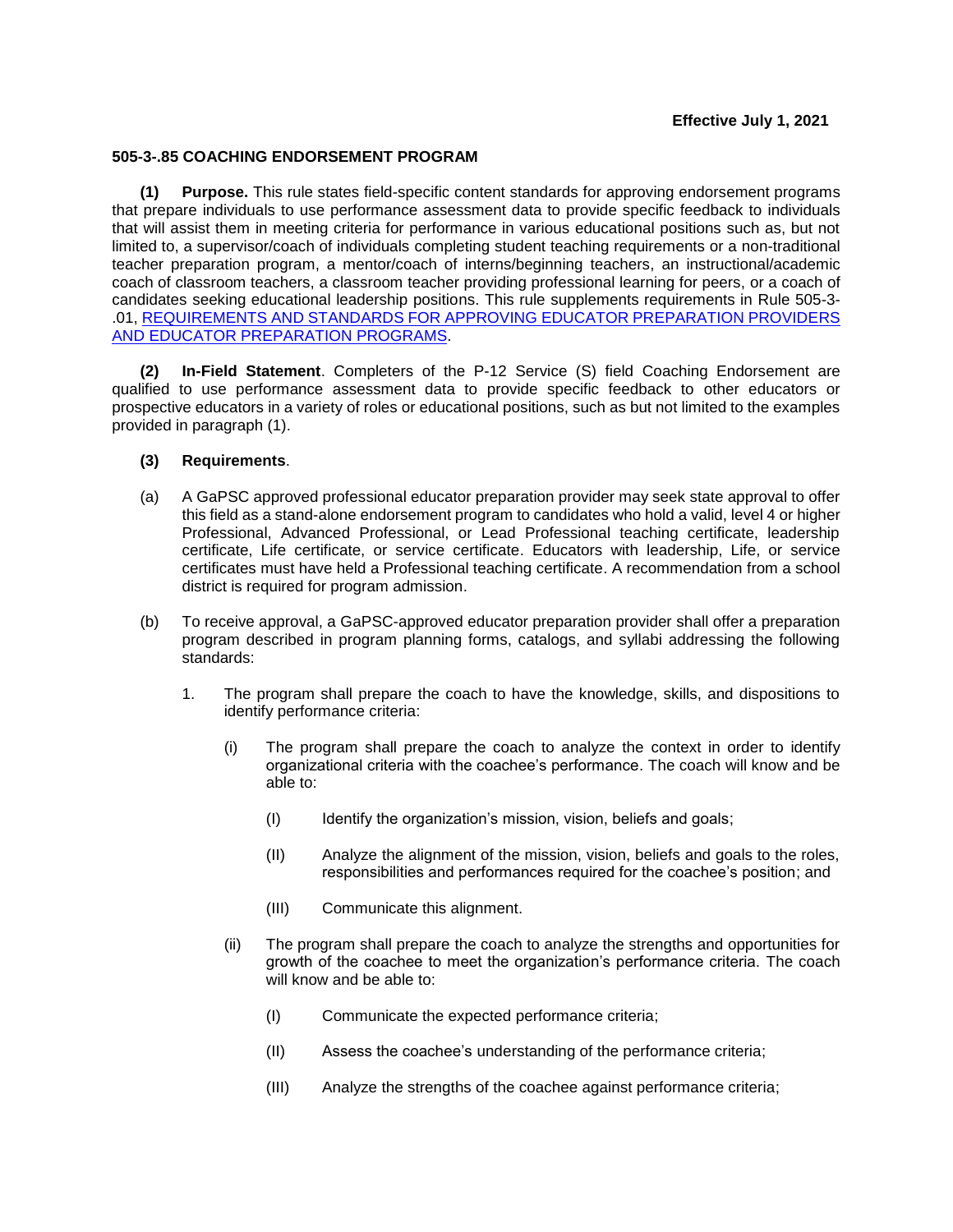**Effective July 1, 2021**

## 505-3-.85 COACHING ENDORSEMENT PROGRAM

**(1) Purpose.** This rule states field-specific content standards for approving endorsement programs that prepare individuals to use performance assessment data to provide specific feedback to individuals that will assist them in meeting criteria for performance in various educational positions such as, but not limited to, a supervisor/coach of individuals completing student teaching requirements or a non-traditional teacher preparation program, a mentor/coach of interns/beginning teachers, an instructional/academic coach of classroom teachers, a classroom teacher providing professional learning for peers, or a coach of candidates seeking educational leadership positions. This rule supplements requirements in Rule 505-3-.01, [REQUIREMENTS AND STANDARDS FOR APPROVING EDUCATOR PREPARATION PROVIDERS AND EDUCATOR PREPARATION PROGRAMS]().

**(2) In-Field Statement**. Completers of the P-12 Service (S) field Coaching Endorsement are qualified to use performance assessment data to provide specific feedback to other educators or prospective educators in a variety of roles or educational positions, such as but not limited to the examples provided in paragraph (1).

**(3) Requirements**.

(a) A GaPSC approved professional educator preparation provider may seek state approval to offer this field as a stand-alone endorsement program to candidates who hold a valid, level 4 or higher Professional, Advanced Professional, or Lead Professional teaching certificate, leadership certificate, Life certificate, or service certificate. Educators with leadership, Life, or service certificates must have held a Professional teaching certificate. A recommendation from a school district is required for program admission.

(b) To receive approval, a GaPSC-approved educator preparation provider shall offer a preparation program described in program planning forms, catalogs, and syllabi addressing the following standards:

1. The program shall prepare the coach to have the knowledge, skills, and dispositions to identify performance criteria:

   (i) The program shall prepare the coach to analyze the context in order to identify organizational criteria with the coachee's performance. The coach will know and be able to:

      (I) Identify the organization's mission, vision, beliefs and goals;

      (II) Analyze the alignment of the mission, vision, beliefs and goals to the roles, responsibilities and performances required for the coachee's position; and

      (III) Communicate this alignment.

   (ii) The program shall prepare the coach to analyze the strengths and opportunities for growth of the coachee to meet the organization's performance criteria. The coach will know and be able to:

      (I) Communicate the expected performance criteria;

      (II) Assess the coachee's understanding of the performance criteria;

      (III) Analyze the strengths of the coachee against performance criteria;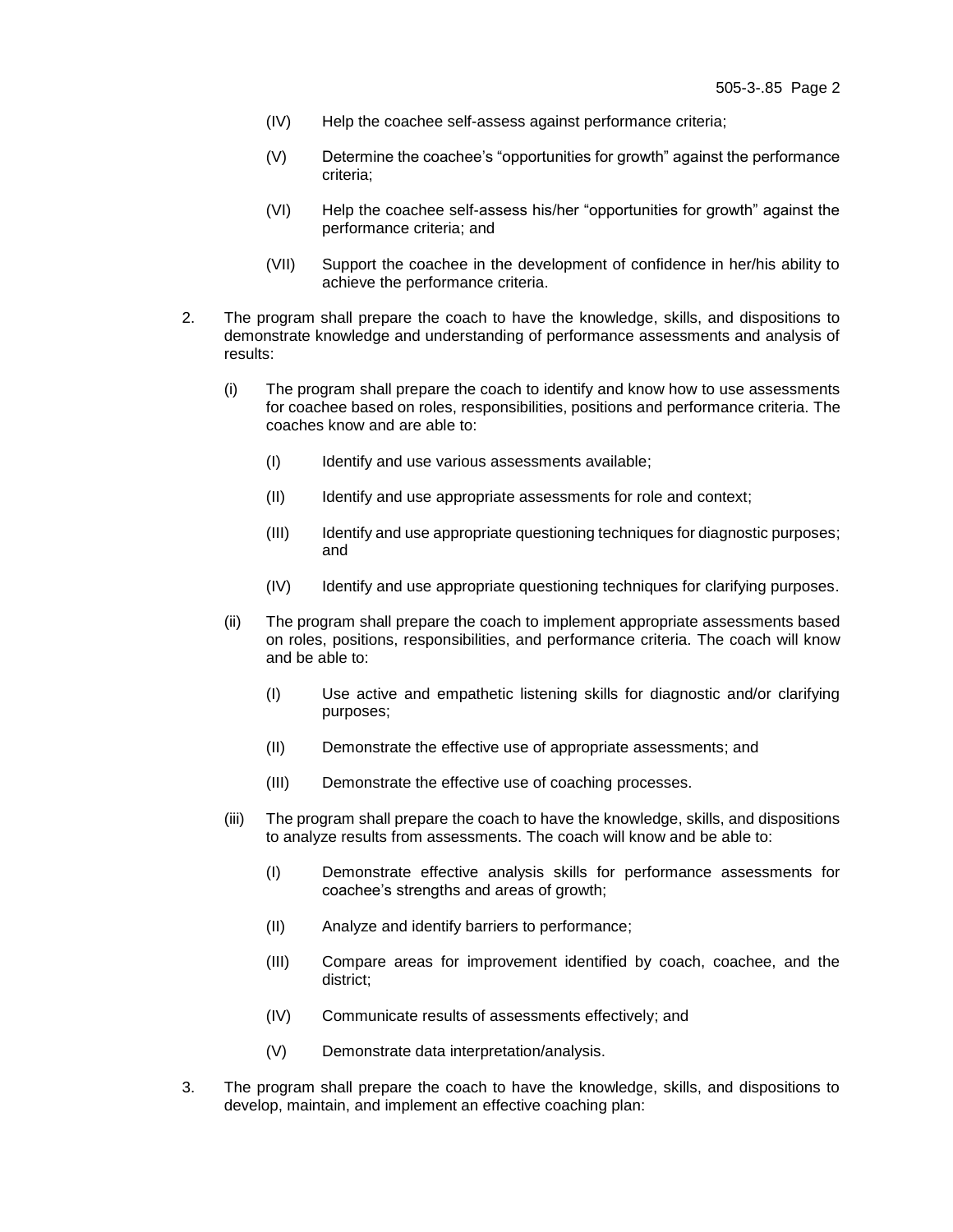(IV) Help the coachee self-assess against performance criteria;

(V) Determine the coachee's "opportunities for growth" against the performance criteria;

(VI) Help the coachee self-assess his/her "opportunities for growth" against the performance criteria; and

(VII) Support the coachee in the development of confidence in her/his ability to achieve the performance criteria.

2. The program shall prepare the coach to have the knowledge, skills, and dispositions to demonstrate knowledge and understanding of performance assessments and analysis of results:

   (i) The program shall prepare the coach to identify and know how to use assessments for coachee based on roles, responsibilities, positions and performance criteria. The coaches know and are able to:

      (I) Identify and use various assessments available;

      (II) Identify and use appropriate assessments for role and context;

      (III) Identify and use appropriate questioning techniques for diagnostic purposes; and

      (IV) Identify and use appropriate questioning techniques for clarifying purposes.

   (ii) The program shall prepare the coach to implement appropriate assessments based on roles, positions, responsibilities, and performance criteria. The coach will know and be able to:

      (I) Use active and empathetic listening skills for diagnostic and/or clarifying purposes;

      (II) Demonstrate the effective use of appropriate assessments; and

      (III) Demonstrate the effective use of coaching processes.

   (iii) The program shall prepare the coach to have the knowledge, skills, and dispositions to analyze results from assessments. The coach will know and be able to:

      (I) Demonstrate effective analysis skills for performance assessments for coachee's strengths and areas of growth;

      (II) Analyze and identify barriers to performance;

      (III) Compare areas for improvement identified by coach, coachee, and the district;

      (IV) Communicate results of assessments effectively; and

      (V) Demonstrate data interpretation/analysis.

3. The program shall prepare the coach to have the knowledge, skills, and dispositions to develop, maintain, and implement an effective coaching plan: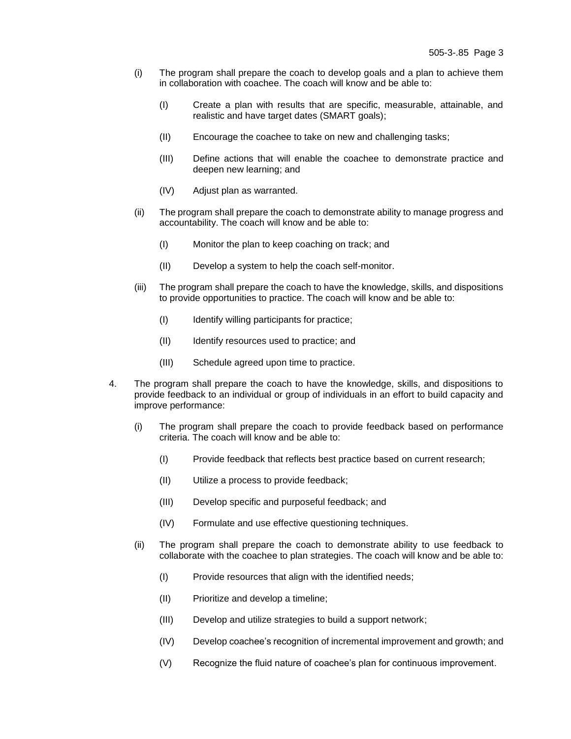(i) The program shall prepare the coach to develop goals and a plan to achieve them in collaboration with coachee. The coach will know and be able to:

   (I) Create a plan with results that are specific, measurable, attainable, and realistic and have target dates (SMART goals);

   (II) Encourage the coachee to take on new and challenging tasks;

   (III) Define actions that will enable the coachee to demonstrate practice and deepen new learning; and

   (IV) Adjust plan as warranted.

(ii) The program shall prepare the coach to demonstrate ability to manage progress and accountability. The coach will know and be able to:

   (I) Monitor the plan to keep coaching on track; and

   (II) Develop a system to help the coach self-monitor.

(iii) The program shall prepare the coach to have the knowledge, skills, and dispositions to provide opportunities to practice. The coach will know and be able to:

   (I) Identify willing participants for practice;

   (II) Identify resources used to practice; and

   (III) Schedule agreed upon time to practice.

4. The program shall prepare the coach to have the knowledge, skills, and dispositions to provide feedback to an individual or group of individuals in an effort to build capacity and improve performance:

   (i) The program shall prepare the coach to provide feedback based on performance criteria. The coach will know and be able to:

      (I) Provide feedback that reflects best practice based on current research;

      (II) Utilize a process to provide feedback;

      (III) Develop specific and purposeful feedback; and

      (IV) Formulate and use effective questioning techniques.

   (ii) The program shall prepare the coach to demonstrate ability to use feedback to collaborate with the coachee to plan strategies. The coach will know and be able to:

      (I) Provide resources that align with the identified needs;

      (II) Prioritize and develop a timeline;

      (III) Develop and utilize strategies to build a support network;

      (IV) Develop coachee's recognition of incremental improvement and growth; and

      (V) Recognize the fluid nature of coachee's plan for continuous improvement.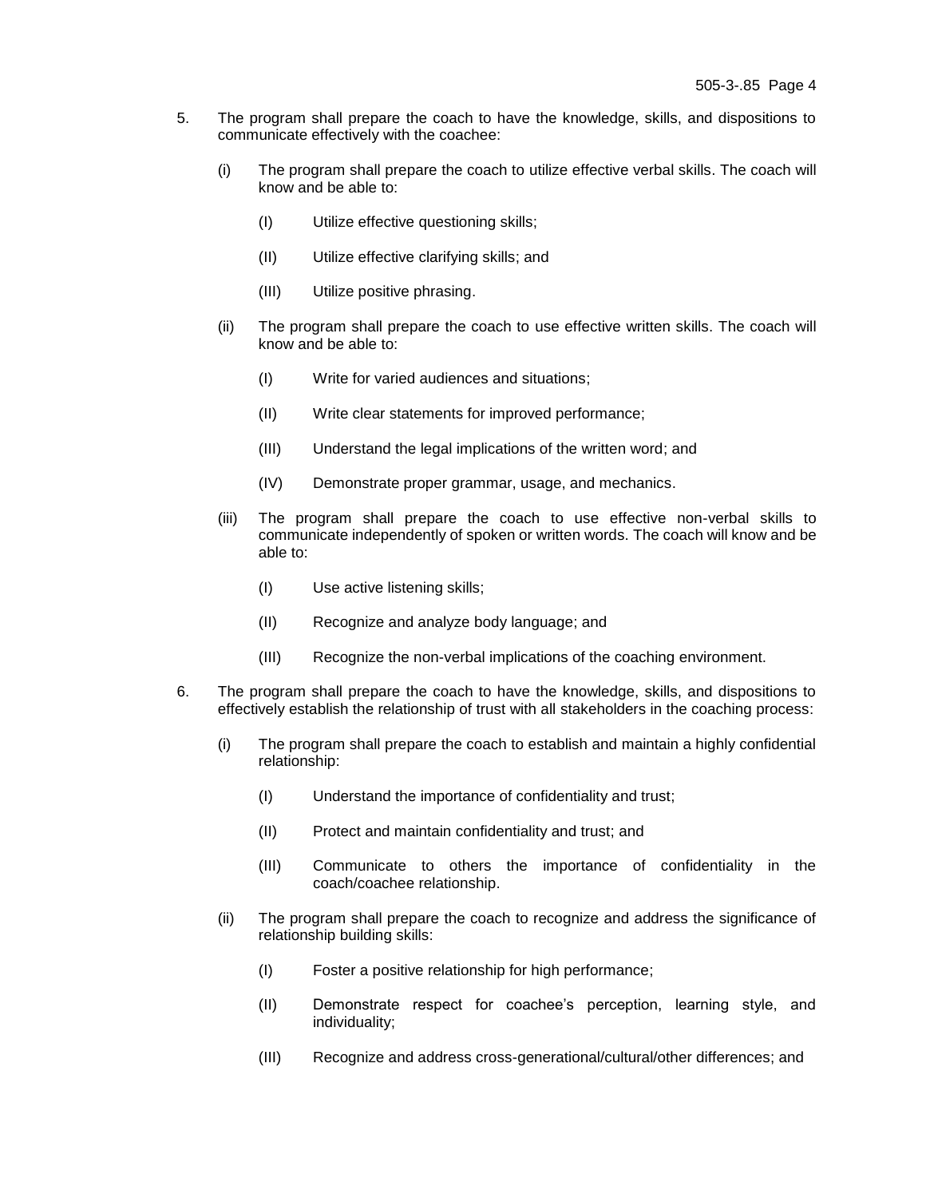5. The program shall prepare the coach to have the knowledge, skills, and dispositions to communicate effectively with the coachee:

   (i) The program shall prepare the coach to utilize effective verbal skills. The coach will know and be able to:

   (I) Utilize effective questioning skills;

   (II) Utilize effective clarifying skills; and

   (III) Utilize positive phrasing.

   (ii) The program shall prepare the coach to use effective written skills. The coach will know and be able to:

   (I) Write for varied audiences and situations;

   (II) Write clear statements for improved performance;

   (III) Understand the legal implications of the written word; and

   (IV) Demonstrate proper grammar, usage, and mechanics.

   (iii) The program shall prepare the coach to use effective non-verbal skills to communicate independently of spoken or written words. The coach will know and be able to:

   (I) Use active listening skills;

   (II) Recognize and analyze body language; and

   (III) Recognize the non-verbal implications of the coaching environment.

6. The program shall prepare the coach to have the knowledge, skills, and dispositions to effectively establish the relationship of trust with all stakeholders in the coaching process:

   (i) The program shall prepare the coach to establish and maintain a highly confidential relationship:

   (I) Understand the importance of confidentiality and trust;

   (II) Protect and maintain confidentiality and trust; and

   (III) Communicate to others the importance of confidentiality in the coach/coachee relationship.

   (ii) The program shall prepare the coach to recognize and address the significance of relationship building skills:

   (I) Foster a positive relationship for high performance;

   (II) Demonstrate respect for coachee's perception, learning style, and individuality;

   (III) Recognize and address cross-generational/cultural/other differences; and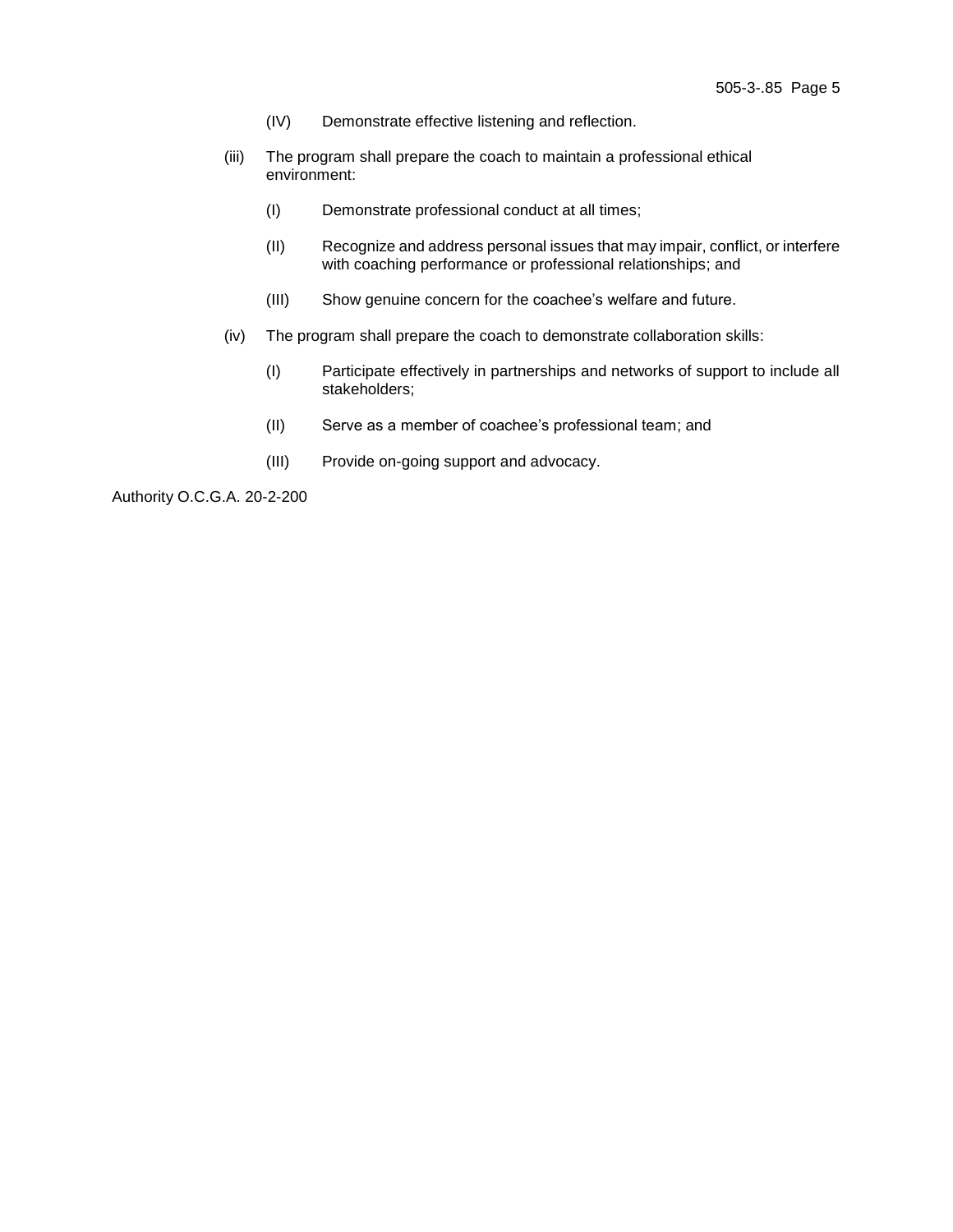(IV) Demonstrate effective listening and reflection.

(iii) The program shall prepare the coach to maintain a professional ethical environment:

(I) Demonstrate professional conduct at all times;

(II) Recognize and address personal issues that may impair, conflict, or interfere with coaching performance or professional relationships; and

(III) Show genuine concern for the coachee's welfare and future.

(iv) The program shall prepare the coach to demonstrate collaboration skills:

(I) Participate effectively in partnerships and networks of support to include all stakeholders;

(II) Serve as a member of coachee's professional team; and

(III) Provide on-going support and advocacy.

Authority O.C.G.A. 20-2-200